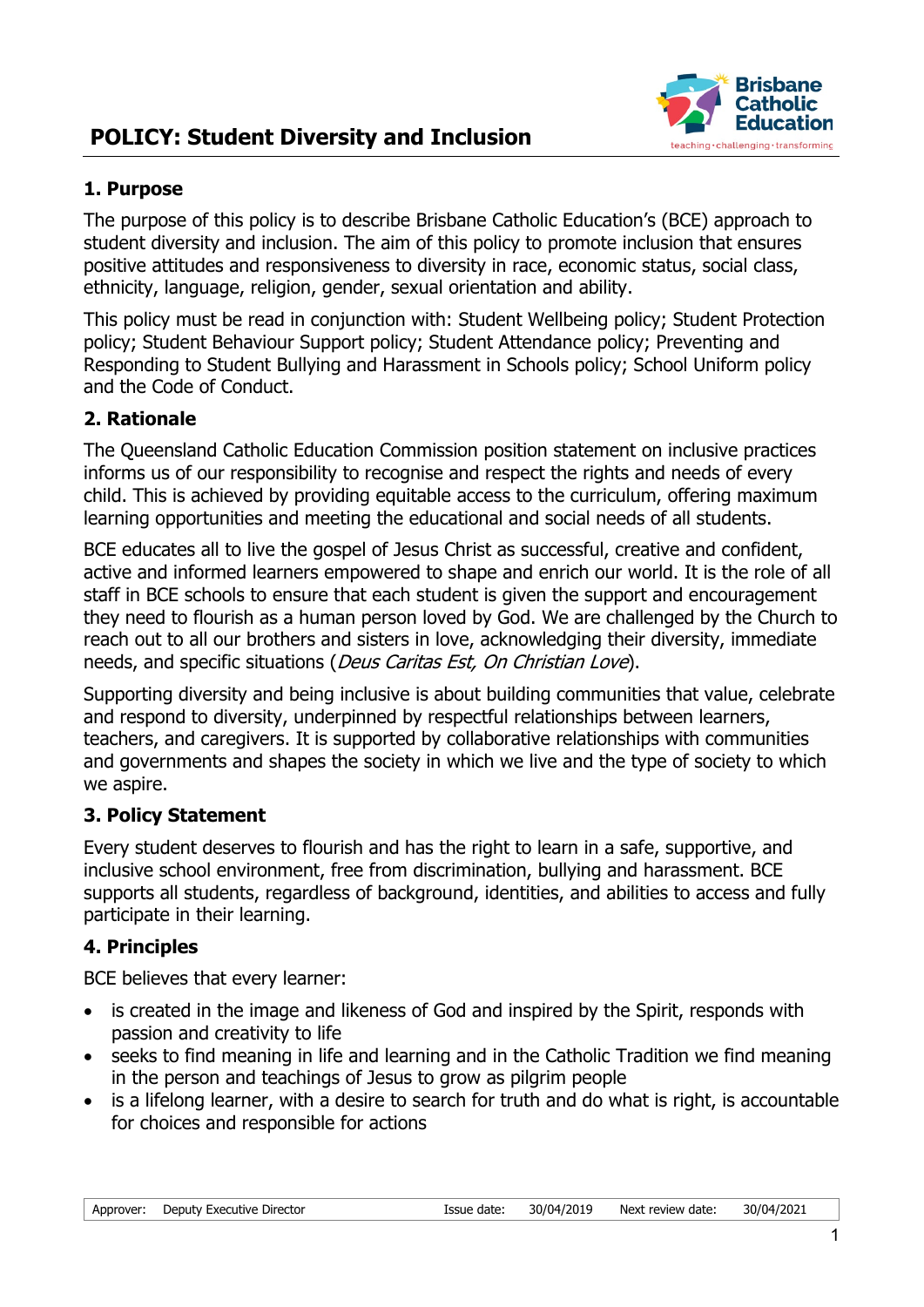# POLICY: Student Diversity and Inclusion

## 1. Purpose

The purpose of this policy is to describe Brisbane Catholic Education's (BCE) approach to student diversity and inclusion. The aim of this policy to promote inclusion that ensures positive attitudes and responsiveness to diversity in race, economic status, social class, ethnicity, language, religion, gender, sexual orientation and ability.

This policy must be read in conjunction with: Student Wellbeing policy; Student Protection policy; Student Behaviour Support policy; Student Attendance policy; Preventing and Responding to Student Bullying and Harassment in Schools policy; School Uniform policy and the Code of Conduct.

## 2. Rationale

The Queensland Catholic Education Commission position statement on inclusive practices informs us of our responsibility to recognise and respect the rights and needs of every child. This is achieved by providing equitable access to the curriculum, offering maximum learning opportunities and meeting the educational and social needs of all students.

BCE educates all to live the gospel of Jesus Christ as successful, creative and confident, active and informed learners empowered to shape and enrich our world. It is the role of all staff in BCE schools to ensure that each student is given the support and encouragement they need to flourish as a human person loved by God. We are challenged by the Church to reach out to all our brothers and sisters in love, acknowledging their diversity, immediate needs, and specific situations (*Deus Caritas Est, On Christian Love*).

Supporting diversity and being inclusive is about building communities that value, celebrate and respond to diversity, underpinned by respectful relationships between learners, teachers, and caregivers. It is supported by collaborative relationships with communities and governments and shapes the society in which we live and the type of society to which we aspire.

## 3. Policy Statement

Every student deserves to flourish and has the right to learn in a safe, supportive, and inclusive school environment, free from discrimination, bullying and harassment. BCE supports all students, regardless of background, identities, and abilities to access and fully participate in their learning.

## 4. Principles

BCE believes that every learner:

- is created in the image and likeness of God and inspired by the Spirit, responds with passion and creativity to life
- seeks to find meaning in life and learning and in the Catholic Tradition we find meaning in the person and teachings of Jesus to grow as pilgrim people
- is a lifelong learner, with a desire to search for truth and do what is right, is accountable for choices and responsible for actions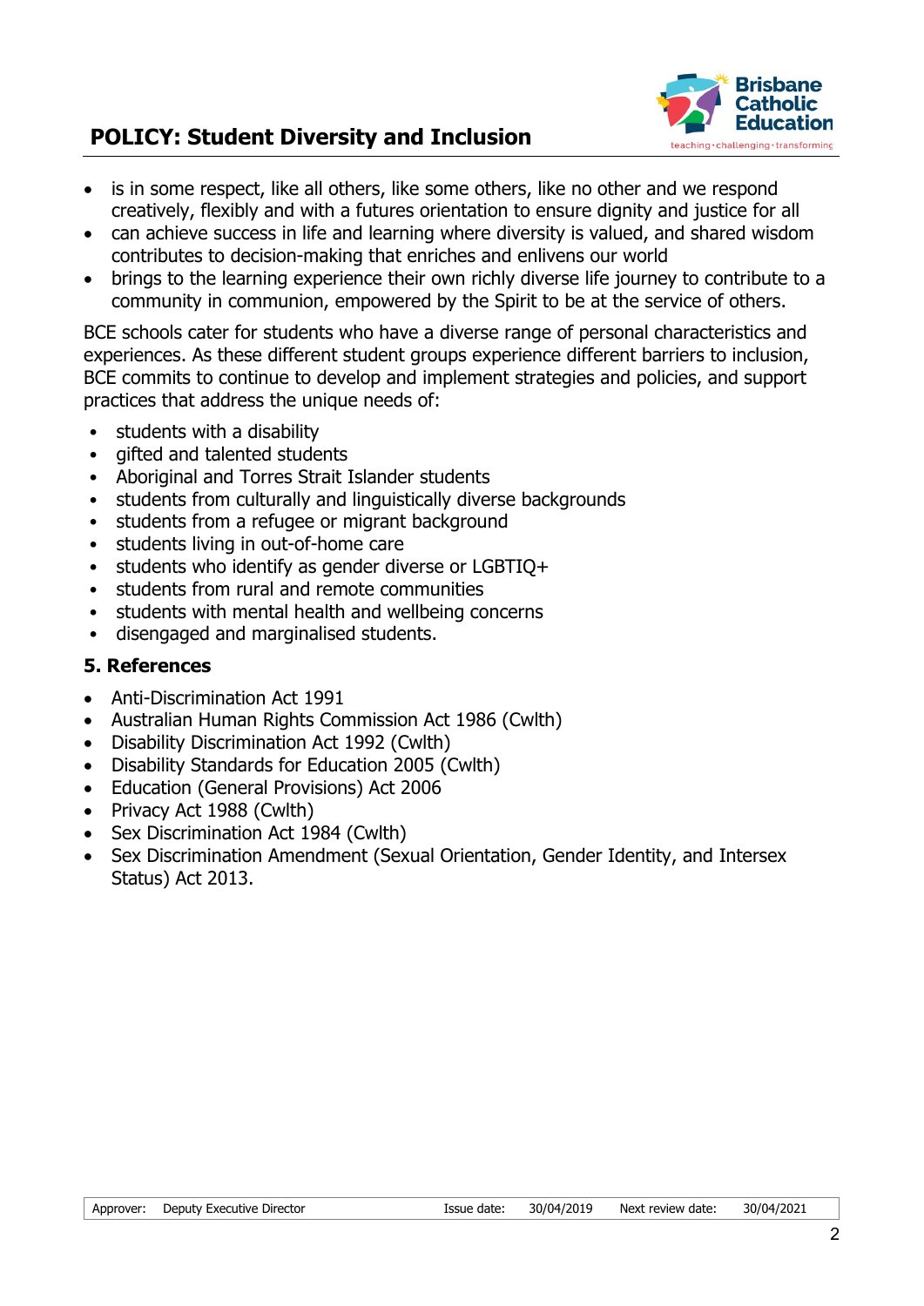- is in some respect, like all others, like some others, like no other and we respond creatively, flexibly and with a futures orientation to ensure dignity and justice for all
- can achieve success in life and learning where diversity is valued, and shared wisdom contributes to decision-making that enriches and enlivens our world
- brings to the learning experience their own richly diverse life journey to contribute to a community in communion, empowered by the Spirit to be at the service of others.

BCE schools cater for students who have a diverse range of personal characteristics and experiences. As these different student groups experience different barriers to inclusion, BCE commits to continue to develop and implement strategies and policies, and support practices that address the unique needs of:

- students with a disability
- gifted and talented students
- Aboriginal and Torres Strait Islander students
- students from culturally and linguistically diverse backgrounds
- students from a refugee or migrant background
- students living in out-of-home care
- students who identify as gender diverse or LGBTIQ+
- students from rural and remote communities
- students with mental health and wellbeing concerns
- disengaged and marginalised students.

## 5. References

- Anti-Discrimination Act 1991
- Australian Human Rights Commission Act 1986 (Cwlth)
- Disability Discrimination Act 1992 (Cwlth)
- Disability Standards for Education 2005 (Cwlth)
- Education (General Provisions) Act 2006
- Privacy Act 1988 (Cwlth)
- Sex Discrimination Act 1984 (Cwlth)
- Sex Discrimination Amendment (Sexual Orientation, Gender Identity, and Intersex Status) Act 2013.

| | | | | | |
|---|---|---|---|---|---|
| Approver: | Deputy Executive Director | Issue date: | 30/04/2019 | Next review date: | 30/04/2021 |